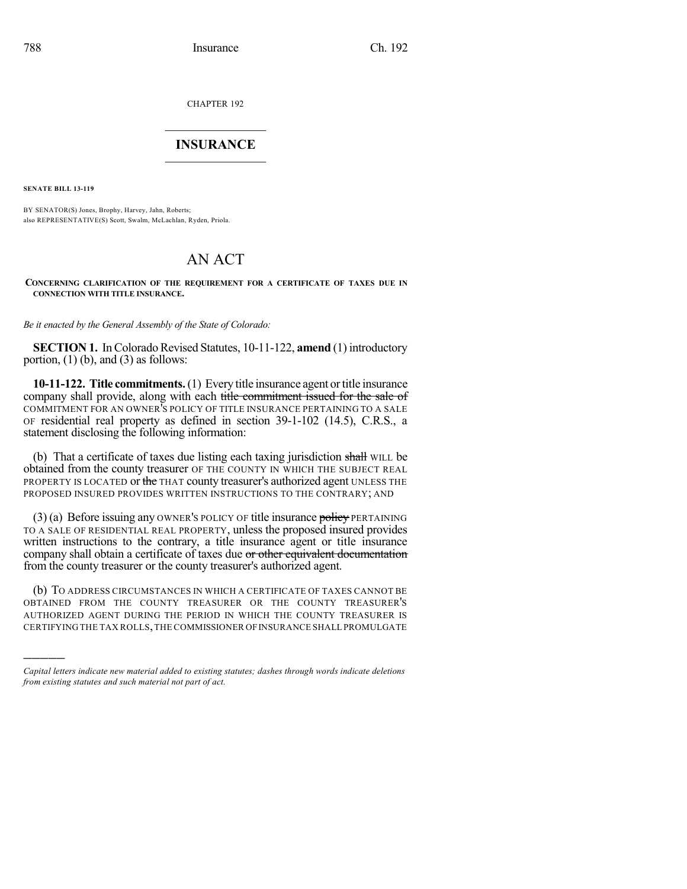CHAPTER 192

## INSURANCE

**SENATE BILL 13-119**

BY SENATOR(S) Jones, Brophy, Harvey, Jahn, Roberts;
also REPRESENTATIVE(S) Scott, Swalm, McLachlan, Ryden, Priola.

# AN ACT

**CONCERNING CLARIFICATION OF THE REQUIREMENT FOR A CERTIFICATE OF TAXES DUE IN CONNECTION WITH TITLE INSURANCE.**

*Be it enacted by the General Assembly of the State of Colorado:*

**SECTION 1.** In Colorado Revised Statutes, 10-11-122, **amend** (1) introductory portion, (1) (b), and (3) as follows:

**10-11-122. Title commitments.** (1) Every title insurance agent or title insurance company shall provide, along with each ~~title commitment issued for the sale of~~ COMMITMENT FOR AN OWNER'S POLICY OF TITLE INSURANCE PERTAINING TO A SALE OF residential real property as defined in section 39-1-102 (14.5), C.R.S., a statement disclosing the following information:

(b) That a certificate of taxes due listing each taxing jurisdiction ~~shall~~ WILL be obtained from the county treasurer OF THE COUNTY IN WHICH THE SUBJECT REAL PROPERTY IS LOCATED or ~~the~~ THAT county treasurer's authorized agent UNLESS THE PROPOSED INSURED PROVIDES WRITTEN INSTRUCTIONS TO THE CONTRARY; AND

(3) (a) Before issuing any OWNER'S POLICY OF title insurance ~~policy~~ PERTAINING TO A SALE OF RESIDENTIAL REAL PROPERTY, unless the proposed insured provides written instructions to the contrary, a title insurance agent or title insurance company shall obtain a certificate of taxes due ~~or other equivalent documentation~~ from the county treasurer or the county treasurer's authorized agent.

(b) TO ADDRESS CIRCUMSTANCES IN WHICH A CERTIFICATE OF TAXES CANNOT BE OBTAINED FROM THE COUNTY TREASURER OR THE COUNTY TREASURER'S AUTHORIZED AGENT DURING THE PERIOD IN WHICH THE COUNTY TREASURER IS CERTIFYING THE TAX ROLLS, THE COMMISSIONER OF INSURANCE SHALL PROMULGATE

---

*Capital letters indicate new material added to existing statutes; dashes through words indicate deletions from existing statutes and such material not part of act.*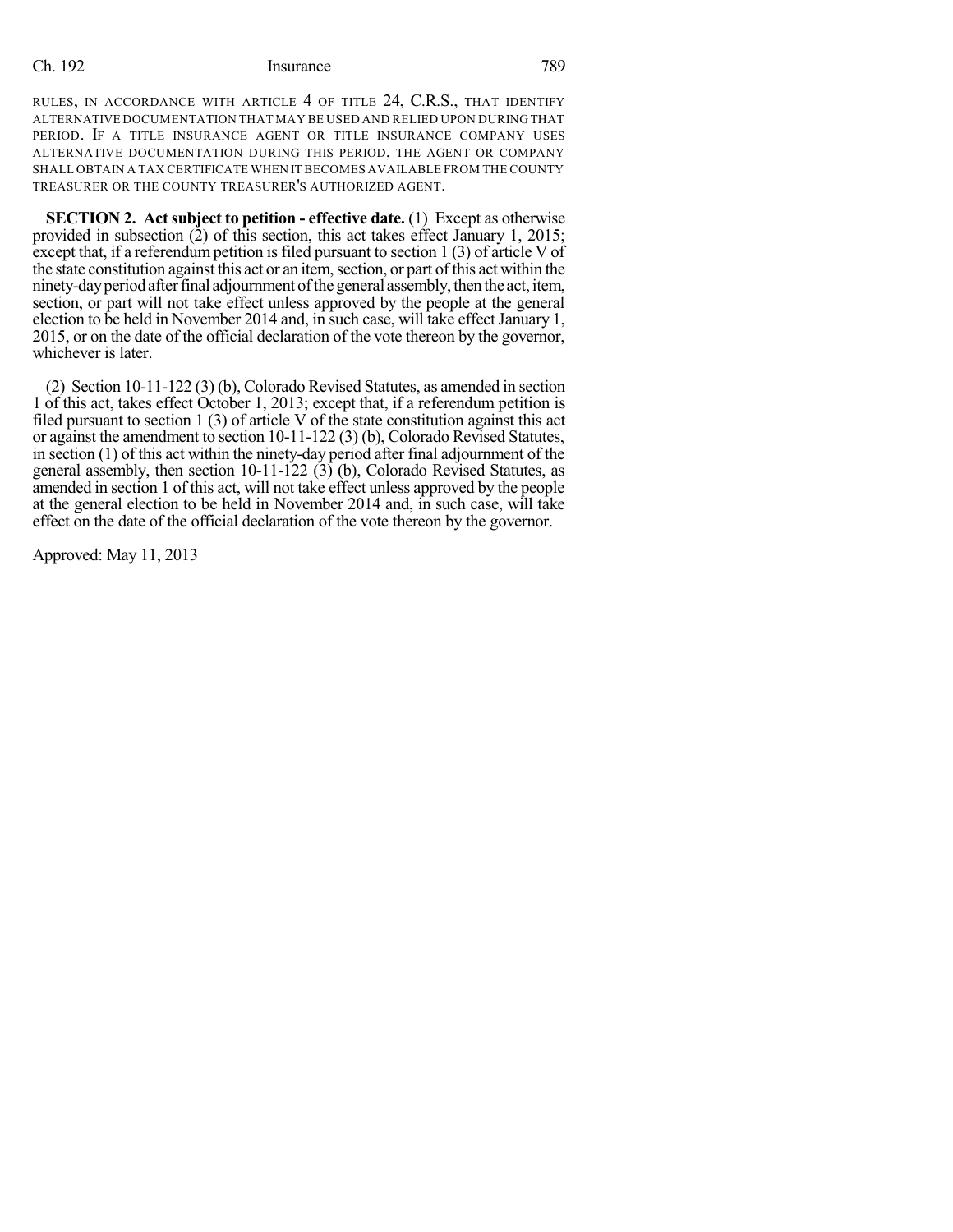RULES, IN ACCORDANCE WITH ARTICLE 4 OF TITLE 24, C.R.S., THAT IDENTIFY ALTERNATIVE DOCUMENTATION THAT MAY BE USED AND RELIED UPON DURING THAT PERIOD. IF A TITLE INSURANCE AGENT OR TITLE INSURANCE COMPANY USES ALTERNATIVE DOCUMENTATION DURING THIS PERIOD, THE AGENT OR COMPANY SHALL OBTAIN A TAX CERTIFICATE WHEN IT BECOMES AVAILABLE FROM THE COUNTY TREASURER OR THE COUNTY TREASURER'S AUTHORIZED AGENT.

**SECTION 2. Act subject to petition - effective date.** (1) Except as otherwise provided in subsection (2) of this section, this act takes effect January 1, 2015; except that, if a referendum petition is filed pursuant to section 1 (3) of article V of the state constitution against this act or an item, section, or part of this act within the ninety-day period after final adjournment of the general assembly, then the act, item, section, or part will not take effect unless approved by the people at the general election to be held in November 2014 and, in such case, will take effect January 1, 2015, or on the date of the official declaration of the vote thereon by the governor, whichever is later.

(2) Section 10-11-122 (3) (b), Colorado Revised Statutes, as amended in section 1 of this act, takes effect October 1, 2013; except that, if a referendum petition is filed pursuant to section 1 (3) of article V of the state constitution against this act or against the amendment to section 10-11-122 (3) (b), Colorado Revised Statutes, in section (1) of this act within the ninety-day period after final adjournment of the general assembly, then section 10-11-122 (3) (b), Colorado Revised Statutes, as amended in section 1 of this act, will not take effect unless approved by the people at the general election to be held in November 2014 and, in such case, will take effect on the date of the official declaration of the vote thereon by the governor.

Approved: May 11, 2013